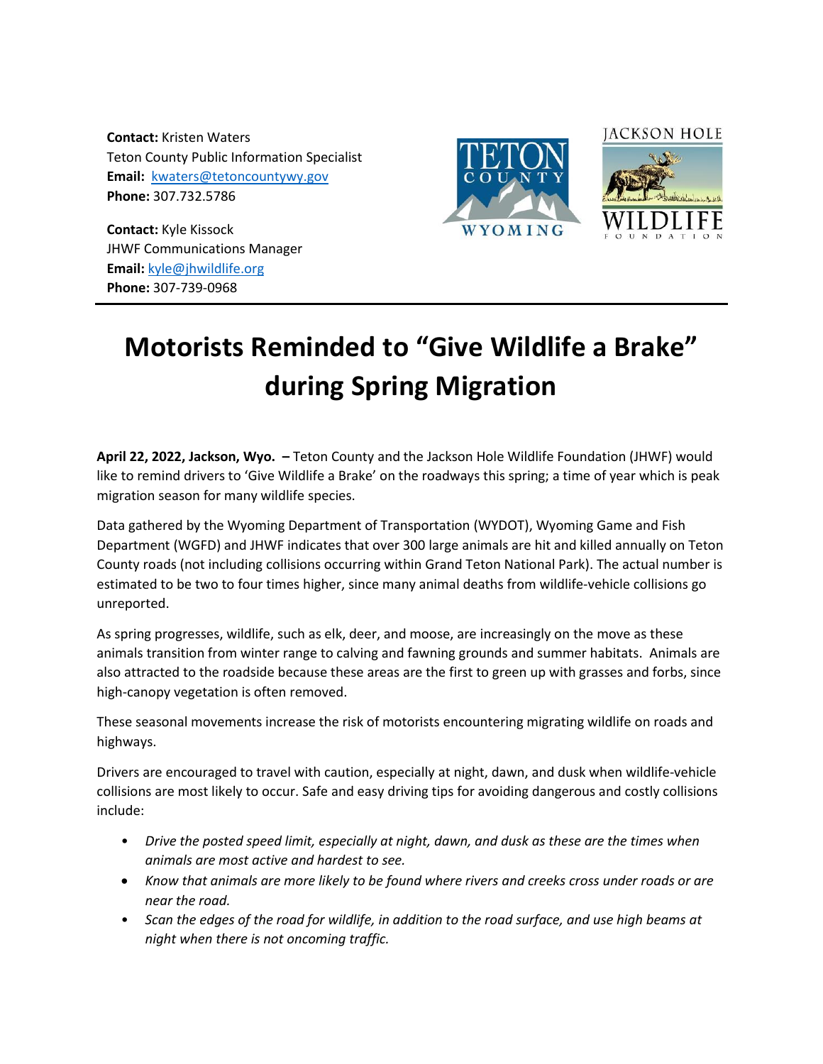**Contact:** Kristen Waters
Teton County Public Information Specialist
**Email:** kwaters@tetoncountywy.gov
**Phone:** 307.732.5786

**Contact:** Kyle Kissock
JHWF Communications Manager
**Email:** kyle@jhwildlife.org
**Phone:** 307-739-0968

# Motorists Reminded to "Give Wildlife a Brake" during Spring Migration

**April 22, 2022, Jackson, Wyo. –** Teton County and the Jackson Hole Wildlife Foundation (JHWF) would like to remind drivers to 'Give Wildlife a Brake' on the roadways this spring; a time of year which is peak migration season for many wildlife species.

Data gathered by the Wyoming Department of Transportation (WYDOT), Wyoming Game and Fish Department (WGFD) and JHWF indicates that over 300 large animals are hit and killed annually on Teton County roads (not including collisions occurring within Grand Teton National Park). The actual number is estimated to be two to four times higher, since many animal deaths from wildlife-vehicle collisions go unreported.

As spring progresses, wildlife, such as elk, deer, and moose, are increasingly on the move as these animals transition from winter range to calving and fawning grounds and summer habitats. Animals are also attracted to the roadside because these areas are the first to green up with grasses and forbs, since high-canopy vegetation is often removed.

These seasonal movements increase the risk of motorists encountering migrating wildlife on roads and highways.

Drivers are encouraged to travel with caution, especially at night, dawn, and dusk when wildlife-vehicle collisions are most likely to occur. Safe and easy driving tips for avoiding dangerous and costly collisions include:

- *Drive the posted speed limit, especially at night, dawn, and dusk as these are the times when animals are most active and hardest to see.*
- *Know that animals are more likely to be found where rivers and creeks cross under roads or are near the road.*
- *Scan the edges of the road for wildlife, in addition to the road surface, and use high beams at night when there is not oncoming traffic.*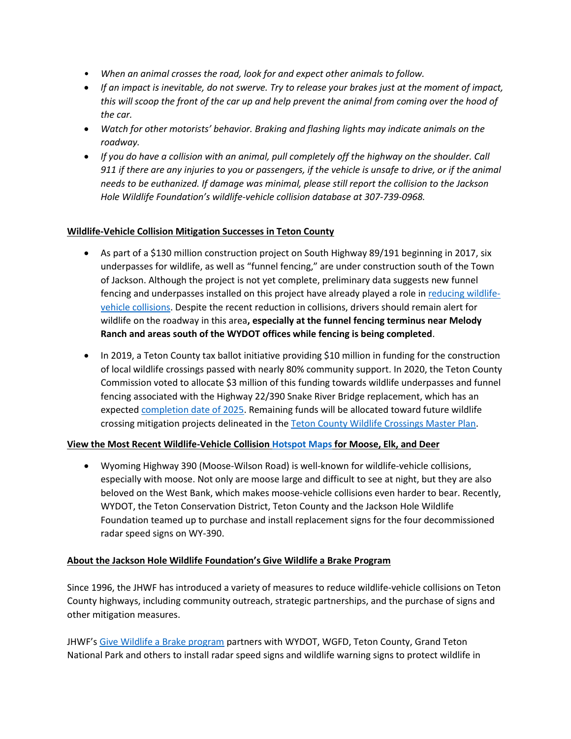- *When an animal crosses the road, look for and expect other animals to follow.*
- *If an impact is inevitable, do not swerve. Try to release your brakes just at the moment of impact, this will scoop the front of the car up and help prevent the animal from coming over the hood of the car.*
- *Watch for other motorists' behavior. Braking and flashing lights may indicate animals on the roadway.*
- *If you do have a collision with an animal, pull completely off the highway on the shoulder. Call 911 if there are any injuries to you or passengers, if the vehicle is unsafe to drive, or if the animal needs to be euthanized. If damage was minimal, please still report the collision to the Jackson Hole Wildlife Foundation's wildlife-vehicle collision database at 307-739-0968.*

**Wildlife-Vehicle Collision Mitigation Successes in Teton County**

- As part of a $130 million construction project on South Highway 89/191 beginning in 2017, six underpasses for wildlife, as well as "funnel fencing," are under construction south of the Town of Jackson. Although the project is not yet complete, preliminary data suggests new funnel fencing and underpasses installed on this project have already played a role in reducing wildlife-vehicle collisions. Despite the recent reduction in collisions, drivers should remain alert for wildlife on the roadway in this area**, especially at the funnel fencing terminus near Melody Ranch and areas south of the WYDOT offices while fencing is being completed**.

- In 2019, a Teton County tax ballot initiative providing $10 million in funding for the construction of local wildlife crossings passed with nearly 80% community support. In 2020, the Teton County Commission voted to allocate $3 million of this funding towards wildlife underpasses and funnel fencing associated with the Highway 22/390 Snake River Bridge replacement, which has an expected completion date of 2025. Remaining funds will be allocated toward future wildlife crossing mitigation projects delineated in the Teton County Wildlife Crossings Master Plan.

**View the Most Recent Wildlife-Vehicle Collision Hotspot Maps for Moose, Elk, and Deer**

- Wyoming Highway 390 (Moose-Wilson Road) is well-known for wildlife-vehicle collisions, especially with moose. Not only are moose large and difficult to see at night, but they are also beloved on the West Bank, which makes moose-vehicle collisions even harder to bear. Recently, WYDOT, the Teton Conservation District, Teton County and the Jackson Hole Wildlife Foundation teamed up to purchase and install replacement signs for the four decommissioned radar speed signs on WY-390.

**About the Jackson Hole Wildlife Foundation's Give Wildlife a Brake Program**

Since 1996, the JHWF has introduced a variety of measures to reduce wildlife-vehicle collisions on Teton County highways, including community outreach, strategic partnerships, and the purchase of signs and other mitigation measures.

JHWF's Give Wildlife a Brake program partners with WYDOT, WGFD, Teton County, Grand Teton National Park and others to install radar speed signs and wildlife warning signs to protect wildlife in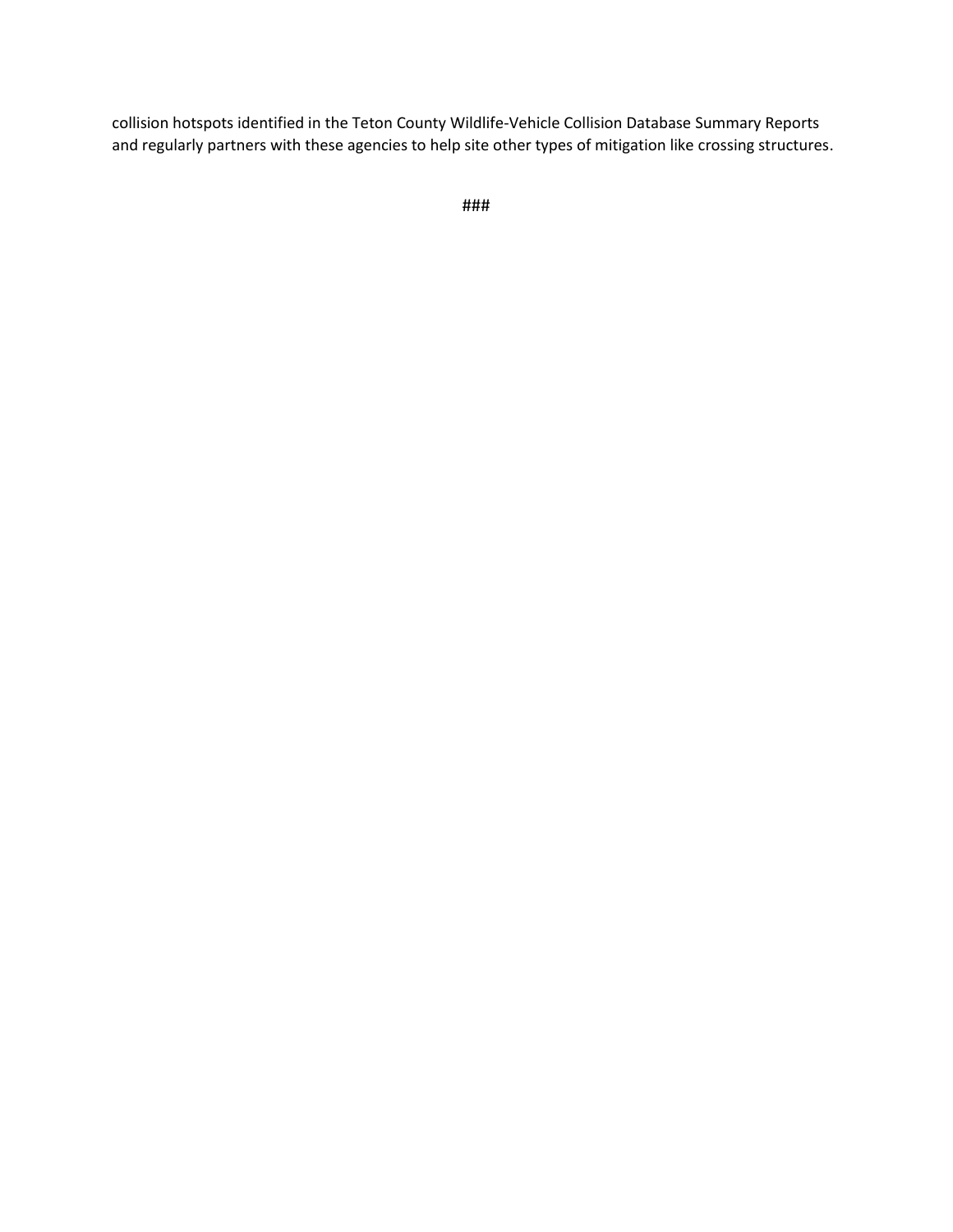collision hotspots identified in the Teton County Wildlife-Vehicle Collision Database Summary Reports and regularly partners with these agencies to help site other types of mitigation like crossing structures.

###